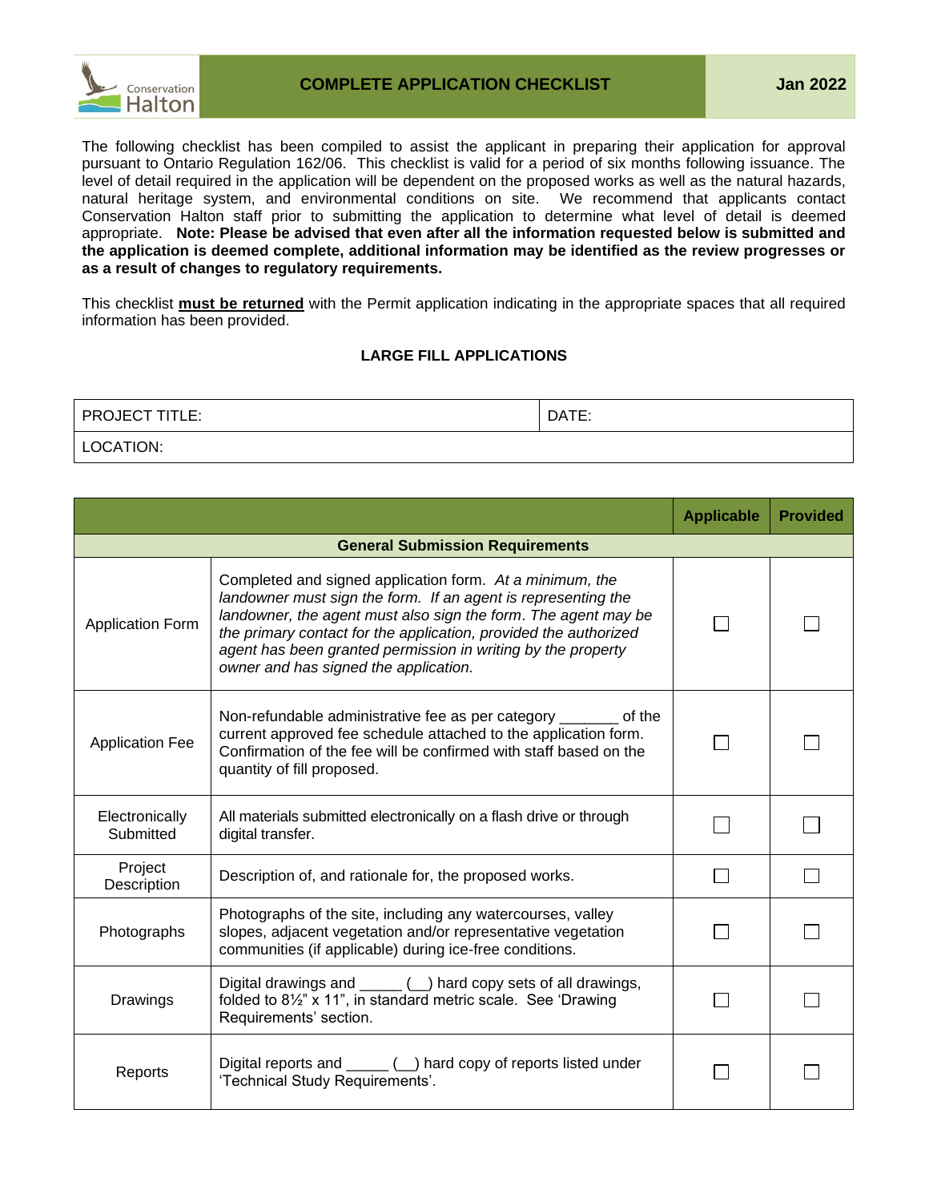# COMPLETE APPLICATION CHECKLIST

**Jan 2022**

The following checklist has been compiled to assist the applicant in preparing their application for approval pursuant to Ontario Regulation 162/06. This checklist is valid for a period of six months following issuance. The level of detail required in the application will be dependent on the proposed works as well as the natural hazards, natural heritage system, and environmental conditions on site. We recommend that applicants contact Conservation Halton staff prior to submitting the application to determine what level of detail is deemed appropriate. **Note: Please be advised that even after all the information requested below is submitted and the application is deemed complete, additional information may be identified as the review progresses or as a result of changes to regulatory requirements.**

This checklist **must be returned** with the Permit application indicating in the appropriate spaces that all required information has been provided.

## LARGE FILL APPLICATIONS

| | |
|---|---|
| PROJECT TITLE: | DATE: |
| LOCATION: | |

| | | Applicable | Provided |
|---|---|---|---|
| **General Submission Requirements** | | | |
| Application Form | Completed and signed application form. *At a minimum, the landowner must sign the form. If an agent is representing the landowner, the agent must also sign the form. The agent may be the primary contact for the application, provided the authorized agent has been granted permission in writing by the property owner and has signed the application.* | ☐ | ☐ |
| Application Fee | Non-refundable administrative fee as per category _______ of the current approved fee schedule attached to the application form. Confirmation of the fee will be confirmed with staff based on the quantity of fill proposed. | ☐ | ☐ |
| Electronically Submitted | All materials submitted electronically on a flash drive or through digital transfer. | ☐ | ☐ |
| Project Description | Description of, and rationale for, the proposed works. | ☐ | ☐ |
| Photographs | Photographs of the site, including any watercourses, valley slopes, adjacent vegetation and/or representative vegetation communities (if applicable) during ice-free conditions. | ☐ | ☐ |
| Drawings | Digital drawings and _____ (__) hard copy sets of all drawings, folded to 8½" x 11", in standard metric scale. See 'Drawing Requirements' section. | ☐ | ☐ |
| Reports | Digital reports and _____ (__) hard copy of reports listed under 'Technical Study Requirements'. | ☐ | ☐ |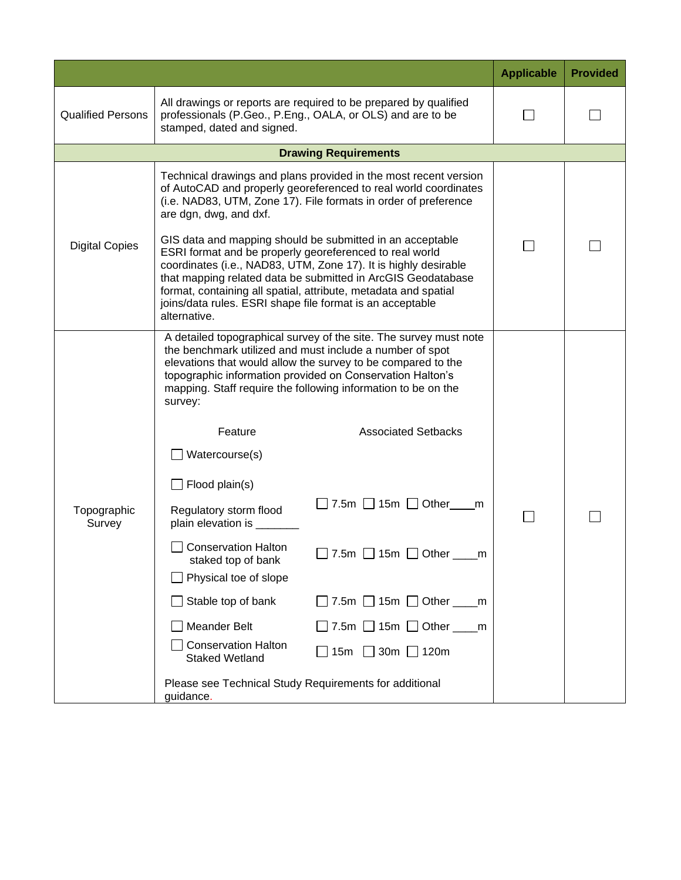| | | Applicable | Provided |
|---|---|---|---|
| Qualified Persons | All drawings or reports are required to be prepared by qualified professionals (P.Geo., P.Eng., OALA, or OLS) and are to be stamped, dated and signed. | ☐ | ☐ |
| **Drawing Requirements** | | | |
| Digital Copies | Technical drawings and plans provided in the most recent version of AutoCAD and properly georeferenced to real world coordinates (i.e. NAD83, UTM, Zone 17). File formats in order of preference are dgn, dwg, and dxf.<br><br>GIS data and mapping should be submitted in an acceptable ESRI format and be properly georeferenced to real world coordinates (i.e., NAD83, UTM, Zone 17). It is highly desirable that mapping related data be submitted in ArcGIS Geodatabase format, containing all spatial, attribute, metadata and spatial joins/data rules. ESRI shape file format is an acceptable alternative. | ☐ | ☐ |
| Topographic Survey | A detailed topographical survey of the site. The survey must note the benchmark utilized and must include a number of spot elevations that would allow the survey to be compared to the topographic information provided on Conservation Halton's mapping. Staff require the following information to be on the survey:<br><br>Feature — Associated Setbacks<br>☐ Watercourse(s)<br>☐ Flood plain(s)<br>Regulatory storm flood plain elevation is _______ — ☐ 7.5m ☐ 15m ☐ Other____m<br>☐ Conservation Halton staked top of bank — ☐ 7.5m ☐ 15m ☐ Other ____m<br>☐ Physical toe of slope<br>☐ Stable top of bank — ☐ 7.5m ☐ 15m ☐ Other ____m<br>☐ Meander Belt — ☐ 7.5m ☐ 15m ☐ Other ____m<br>☐ Conservation Halton Staked Wetland — ☐ 15m ☐ 30m ☐ 120m<br><br>Please see Technical Study Requirements for additional guidance. | ☐ | ☐ |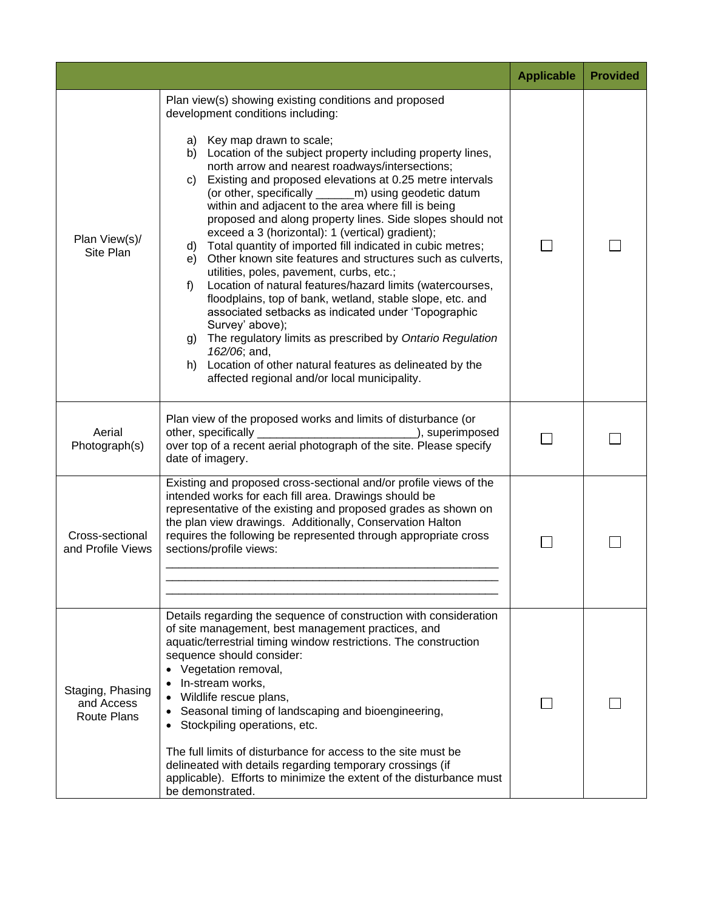| | | Applicable | Provided |
|---|---|---|---|
| Plan View(s)/ Site Plan | Plan view(s) showing existing conditions and proposed development conditions including:<br><br>a) Key map drawn to scale;<br>b) Location of the subject property including property lines, north arrow and nearest roadways/intersections;<br>c) Existing and proposed elevations at 0.25 metre intervals (or other, specifically ______m) using geodetic datum within and adjacent to the area where fill is being proposed and along property lines. Side slopes should not exceed a 3 (horizontal): 1 (vertical) gradient);<br>d) Total quantity of imported fill indicated in cubic metres;<br>e) Other known site features and structures such as culverts, utilities, poles, pavement, curbs, etc.;<br>f) Location of natural features/hazard limits (watercourses, floodplains, top of bank, wetland, stable slope, etc. and associated setbacks as indicated under 'Topographic Survey' above);<br>g) The regulatory limits as prescribed by *Ontario Regulation 162/06*; and,<br>h) Location of other natural features as delineated by the affected regional and/or local municipality. | ☐ | ☐ |
| Aerial Photograph(s) | Plan view of the proposed works and limits of disturbance (or other, specifically ________________________), superimposed over top of a recent aerial photograph of the site. Please specify date of imagery. | ☐ | ☐ |
| Cross-sectional and Profile Views | Existing and proposed cross-sectional and/or profile views of the intended works for each fill area. Drawings should be representative of the existing and proposed grades as shown on the plan view drawings. Additionally, Conservation Halton requires the following be represented through appropriate cross sections/profile views:<br>_____________________________________________________<br>_____________________________________________________<br>_____________________________________________________ | ☐ | ☐ |
| Staging, Phasing and Access Route Plans | Details regarding the sequence of construction with consideration of site management, best management practices, and aquatic/terrestrial timing window restrictions. The construction sequence should consider:<br>• Vegetation removal,<br>• In-stream works,<br>• Wildlife rescue plans,<br>• Seasonal timing of landscaping and bioengineering,<br>• Stockpiling operations, etc.<br><br>The full limits of disturbance for access to the site must be delineated with details regarding temporary crossings (if applicable). Efforts to minimize the extent of the disturbance must be demonstrated. | ☐ | ☐ |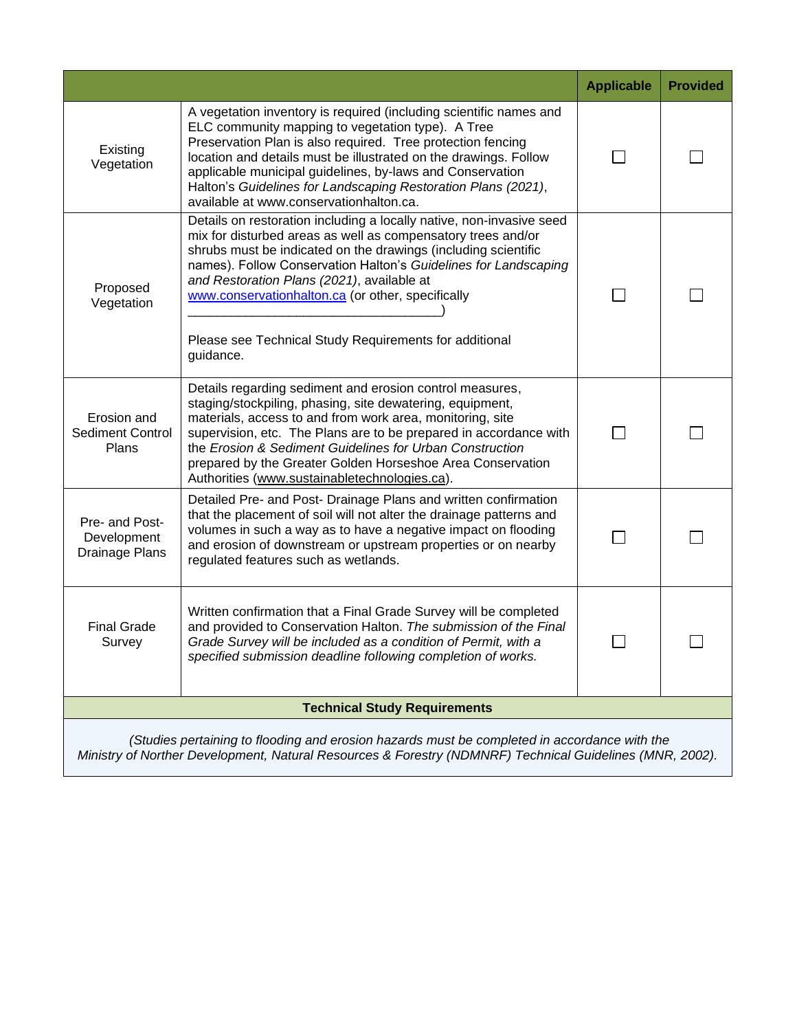| | | Applicable | Provided |
|---|---|---|---|
| Existing Vegetation | A vegetation inventory is required (including scientific names and ELC community mapping to vegetation type). A Tree Preservation Plan is also required. Tree protection fencing location and details must be illustrated on the drawings. Follow applicable municipal guidelines, by-laws and Conservation Halton's *Guidelines for Landscaping Restoration Plans (2021)*, available at www.conservationhalton.ca. | ☐ | ☐ |
| Proposed Vegetation | Details on restoration including a locally native, non-invasive seed mix for disturbed areas as well as compensatory trees and/or shrubs must be indicated on the drawings (including scientific names). Follow Conservation Halton's *Guidelines for Landscaping and Restoration Plans (2021)*, available at www.conservationhalton.ca (or other, specifically ___________________________________) <br><br> Please see Technical Study Requirements for additional guidance. | ☐ | ☐ |
| Erosion and Sediment Control Plans | Details regarding sediment and erosion control measures, staging/stockpiling, phasing, site dewatering, equipment, materials, access to and from work area, monitoring, site supervision, etc. The Plans are to be prepared in accordance with the *Erosion & Sediment Guidelines for Urban Construction* prepared by the Greater Golden Horseshoe Area Conservation Authorities (www.sustainabletechnologies.ca). | ☐ | ☐ |
| Pre- and Post-Development Drainage Plans | Detailed Pre- and Post- Drainage Plans and written confirmation that the placement of soil will not alter the drainage patterns and volumes in such a way as to have a negative impact on flooding and erosion of downstream or upstream properties or on nearby regulated features such as wetlands. | ☐ | ☐ |
| Final Grade Survey | Written confirmation that a Final Grade Survey will be completed and provided to Conservation Halton. *The submission of the Final Grade Survey will be included as a condition of Permit, with a specified submission deadline following completion of works.* | ☐ | ☐ |

**Technical Study Requirements**

*(Studies pertaining to flooding and erosion hazards must be completed in accordance with the Ministry of Norther Development, Natural Resources & Forestry (NDMNRF) Technical Guidelines (MNR, 2002).*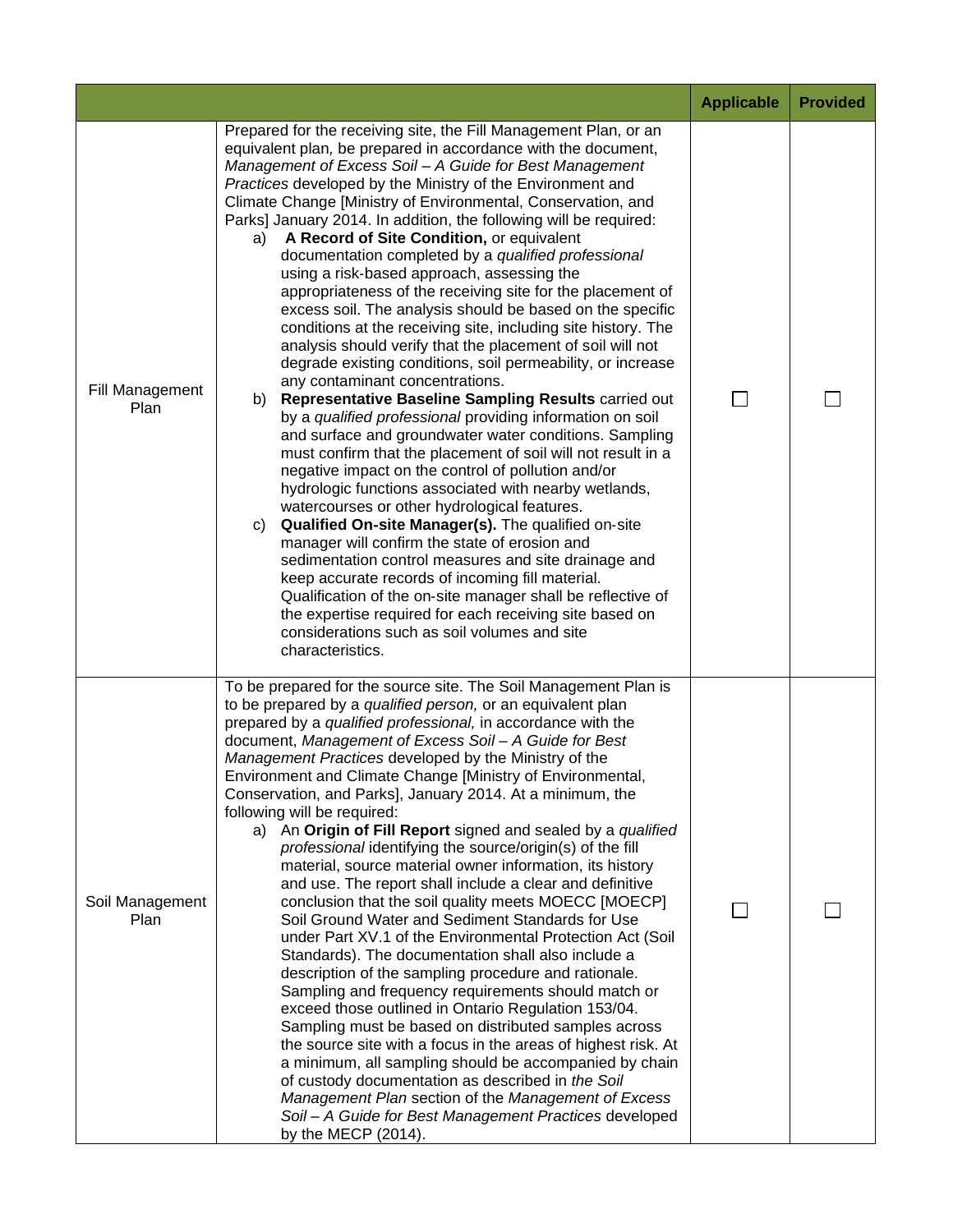| | | Applicable | Provided |
|---|---|---|---|
| Fill Management Plan | Prepared for the receiving site, the Fill Management Plan, or an equivalent plan*,* be prepared in accordance with the document, *Management of Excess Soil – A Guide for Best Management Practices* developed by the Ministry of the Environment and Climate Change [Ministry of Environmental, Conservation, and Parks] January 2014. In addition, the following will be required:<br>a) **A Record of Site Condition,** or equivalent documentation completed by a *qualified professional* using a risk-based approach, assessing the appropriateness of the receiving site for the placement of excess soil. The analysis should be based on the specific conditions at the receiving site, including site history. The analysis should verify that the placement of soil will not degrade existing conditions, soil permeability, or increase any contaminant concentrations.<br>b) **Representative Baseline Sampling Results** carried out by a *qualified professional* providing information on soil and surface and groundwater water conditions. Sampling must confirm that the placement of soil will not result in a negative impact on the control of pollution and/or hydrologic functions associated with nearby wetlands, watercourses or other hydrological features.<br>c) **Qualified On-site Manager(s).** The qualified on-site manager will confirm the state of erosion and sedimentation control measures and site drainage and keep accurate records of incoming fill material. Qualification of the on-site manager shall be reflective of the expertise required for each receiving site based on considerations such as soil volumes and site characteristics. | ☐ | ☐ |
| Soil Management Plan | To be prepared for the source site. The Soil Management Plan is to be prepared by a *qualified person,* or an equivalent plan prepared by a *qualified professional,* in accordance with the document, *Management of Excess Soil – A Guide for Best Management Practices* developed by the Ministry of the Environment and Climate Change [Ministry of Environmental, Conservation, and Parks], January 2014. At a minimum, the following will be required:<br>a) An **Origin of Fill Report** signed and sealed by a *qualified professional* identifying the source/origin(s) of the fill material, source material owner information, its history and use. The report shall include a clear and definitive conclusion that the soil quality meets MOECC [MOECP] Soil Ground Water and Sediment Standards for Use under Part XV.1 of the Environmental Protection Act (Soil Standards). The documentation shall also include a description of the sampling procedure and rationale. Sampling and frequency requirements should match or exceed those outlined in Ontario Regulation 153/04. Sampling must be based on distributed samples across the source site with a focus in the areas of highest risk. At a minimum, all sampling should be accompanied by chain of custody documentation as described in *the Soil Management Plan* section of the *Management of Excess Soil – A Guide for Best Management Practices* developed by the MECP (2014). | ☐ | ☐ |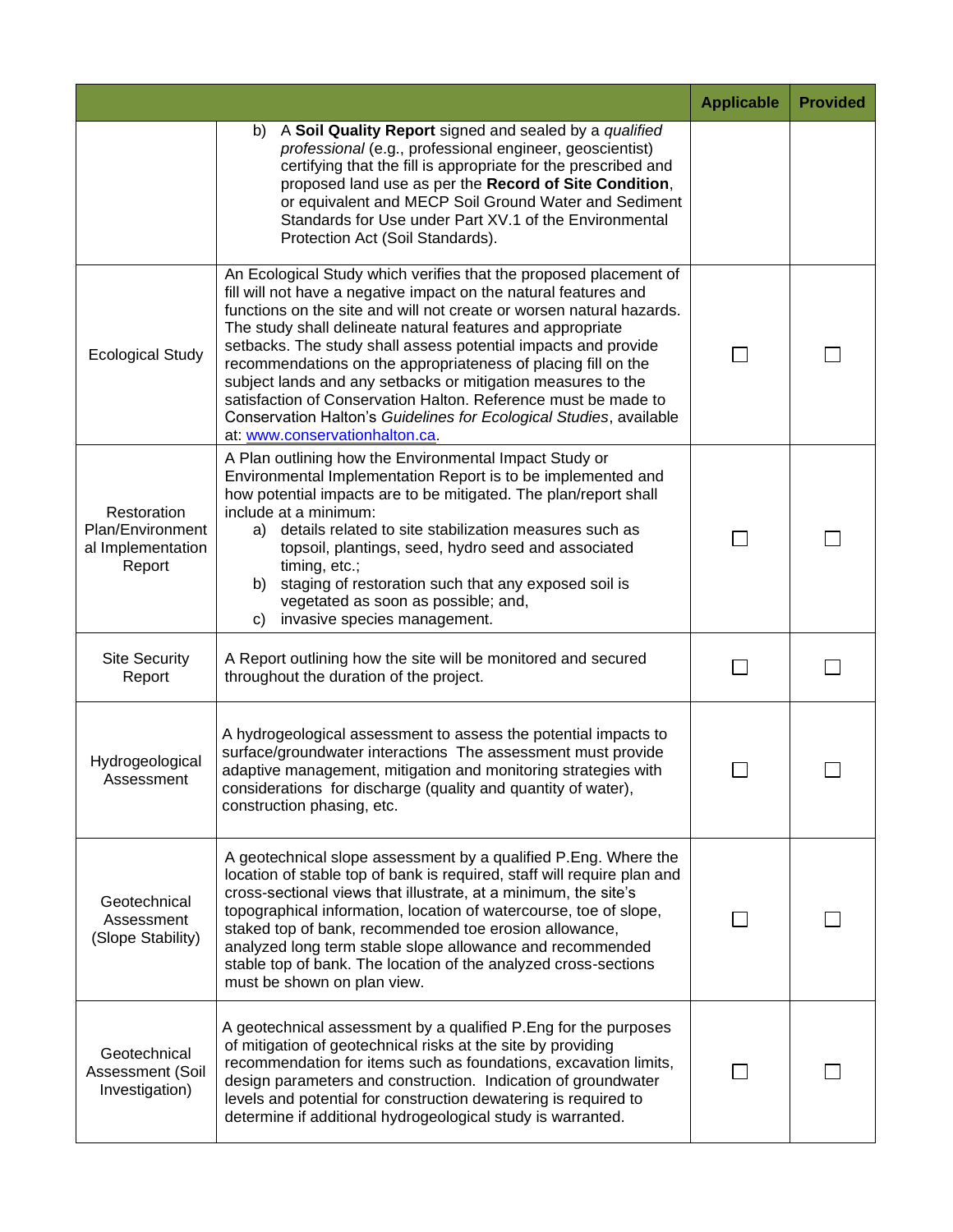| | | Applicable | Provided |
|---|---|---|---|
| | b) A **Soil Quality Report** signed and sealed by a *qualified professional* (e.g., professional engineer, geoscientist) certifying that the fill is appropriate for the prescribed and proposed land use as per the **Record of Site Condition**, or equivalent and MECP Soil Ground Water and Sediment Standards for Use under Part XV.1 of the Environmental Protection Act (Soil Standards). | | |
| Ecological Study | An Ecological Study which verifies that the proposed placement of fill will not have a negative impact on the natural features and functions on the site and will not create or worsen natural hazards. The study shall delineate natural features and appropriate setbacks. The study shall assess potential impacts and provide recommendations on the appropriateness of placing fill on the subject lands and any setbacks or mitigation measures to the satisfaction of Conservation Halton. Reference must be made to Conservation Halton's *Guidelines for Ecological Studies*, available at: www.conservationhalton.ca. | ☐ | ☐ |
| Restoration Plan/Environmental Implementation Report | A Plan outlining how the Environmental Impact Study or Environmental Implementation Report is to be implemented and how potential impacts are to be mitigated. The plan/report shall include at a minimum: a) details related to site stabilization measures such as topsoil, plantings, seed, hydro seed and associated timing, etc.; b) staging of restoration such that any exposed soil is vegetated as soon as possible; and, c) invasive species management. | ☐ | ☐ |
| Site Security Report | A Report outlining how the site will be monitored and secured throughout the duration of the project. | ☐ | ☐ |
| Hydrogeological Assessment | A hydrogeological assessment to assess the potential impacts to surface/groundwater interactions The assessment must provide adaptive management, mitigation and monitoring strategies with considerations for discharge (quality and quantity of water), construction phasing, etc. | ☐ | ☐ |
| Geotechnical Assessment (Slope Stability) | A geotechnical slope assessment by a qualified P.Eng. Where the location of stable top of bank is required, staff will require plan and cross-sectional views that illustrate, at a minimum, the site's topographical information, location of watercourse, toe of slope, staked top of bank, recommended toe erosion allowance, analyzed long term stable slope allowance and recommended stable top of bank. The location of the analyzed cross-sections must be shown on plan view. | ☐ | ☐ |
| Geotechnical Assessment (Soil Investigation) | A geotechnical assessment by a qualified P.Eng for the purposes of mitigation of geotechnical risks at the site by providing recommendation for items such as foundations, excavation limits, design parameters and construction. Indication of groundwater levels and potential for construction dewatering is required to determine if additional hydrogeological study is warranted. | ☐ | ☐ |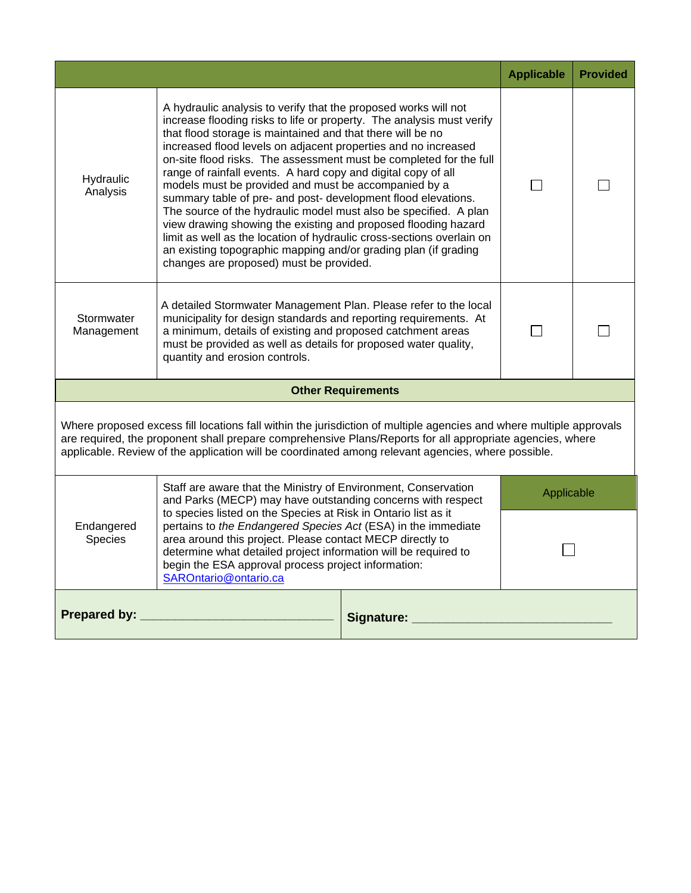| | | Applicable | Provided |
|---|---|---|---|
| Hydraulic Analysis | A hydraulic analysis to verify that the proposed works will not increase flooding risks to life or property. The analysis must verify that flood storage is maintained and that there will be no increased flood levels on adjacent properties and no increased on-site flood risks. The assessment must be completed for the full range of rainfall events. A hard copy and digital copy of all models must be provided and must be accompanied by a summary table of pre- and post- development flood elevations. The source of the hydraulic model must also be specified. A plan view drawing showing the existing and proposed flooding hazard limit as well as the location of hydraulic cross-sections overlain on an existing topographic mapping and/or grading plan (if grading changes are proposed) must be provided. | ☐ | ☐ |
| Stormwater Management | A detailed Stormwater Management Plan. Please refer to the local municipality for design standards and reporting requirements. At a minimum, details of existing and proposed catchment areas must be provided as well as details for proposed water quality, quantity and erosion controls. | ☐ | ☐ |

**Other Requirements**

Where proposed excess fill locations fall within the jurisdiction of multiple agencies and where multiple approvals are required, the proponent shall prepare comprehensive Plans/Reports for all appropriate agencies, where applicable. Review of the application will be coordinated among relevant agencies, where possible.

| | | Applicable |
|---|---|---|
| Endangered Species | Staff are aware that the Ministry of Environment, Conservation and Parks (MECP) may have outstanding concerns with respect to species listed on the Species at Risk in Ontario list as it pertains to *the Endangered Species Act* (ESA) in the immediate area around this project. Please contact MECP directly to determine what detailed project information will be required to begin the ESA approval process project information: SAROntario@ontario.ca | ☐ |

**Prepared by:** ____________________________

**Signature:** ____________________________